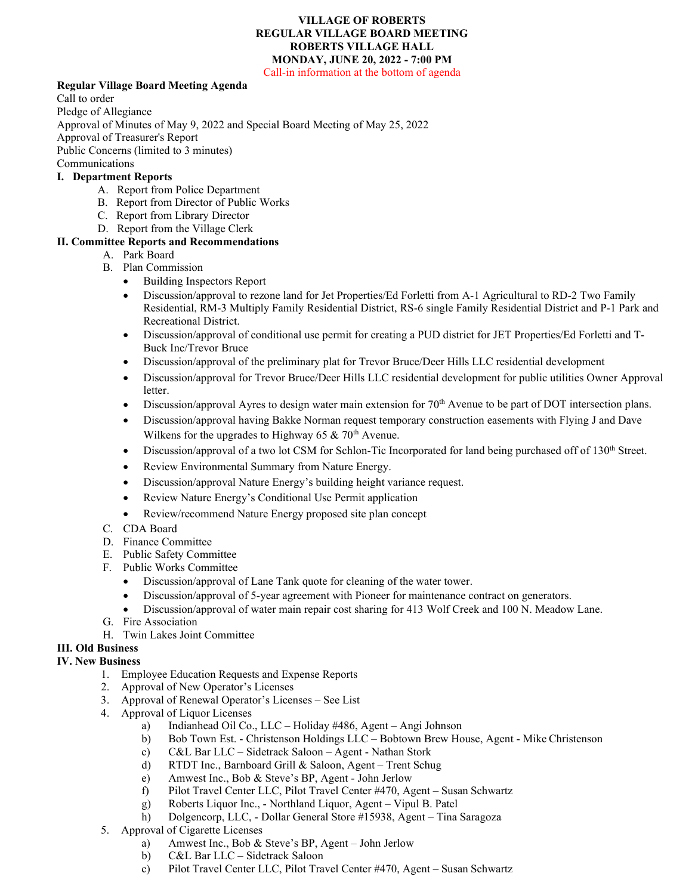**VILLAGE OF ROBERTS**
**REGULAR VILLAGE BOARD MEETING**
**ROBERTS VILLAGE HALL**
**MONDAY, JUNE 20, 2022 - 7:00 PM**
Call-in information at the bottom of agenda

**Regular Village Board Meeting Agenda**

Call to order
Pledge of Allegiance
Approval of Minutes of May 9, 2022 and Special Board Meeting of May 25, 2022
Approval of Treasurer's Report
Public Concerns (limited to 3 minutes)
Communications

**I. Department Reports**

A. Report from Police Department
B. Report from Director of Public Works
C. Report from Library Director
D. Report from the Village Clerk

**II. Committee Reports and Recommendations**

A. Park Board
B. Plan Commission
- Building Inspectors Report
- Discussion/approval to rezone land for Jet Properties/Ed Forletti from A-1 Agricultural to RD-2 Two Family Residential, RM-3 Multiply Family Residential District, RS-6 single Family Residential District and P-1 Park and Recreational District.
- Discussion/approval of conditional use permit for creating a PUD district for JET Properties/Ed Forletti and T-Buck Inc/Trevor Bruce
- Discussion/approval of the preliminary plat for Trevor Bruce/Deer Hills LLC residential development
- Discussion/approval for Trevor Bruce/Deer Hills LLC residential development for public utilities Owner Approval letter.
- Discussion/approval Ayres to design water main extension for 70th Avenue to be part of DOT intersection plans.
- Discussion/approval having Bakke Norman request temporary construction easements with Flying J and Dave Wilkens for the upgrades to Highway 65 & 70th Avenue.
- Discussion/approval of a two lot CSM for Schlon-Tic Incorporated for land being purchased off of 130th Street.
- Review Environmental Summary from Nature Energy.
- Discussion/approval Nature Energy's building height variance request.
- Review Nature Energy's Conditional Use Permit application
- Review/recommend Nature Energy proposed site plan concept

C. CDA Board
D. Finance Committee
E. Public Safety Committee
F. Public Works Committee
- Discussion/approval of Lane Tank quote for cleaning of the water tower.
- Discussion/approval of 5-year agreement with Pioneer for maintenance contract on generators.
- Discussion/approval of water main repair cost sharing for 413 Wolf Creek and 100 N. Meadow Lane.

G. Fire Association
H. Twin Lakes Joint Committee

**III. Old Business**

**IV. New Business**

1. Employee Education Requests and Expense Reports
2. Approval of New Operator's Licenses
3. Approval of Renewal Operator's Licenses – See List
4. Approval of Liquor Licenses
   a) Indianhead Oil Co., LLC – Holiday #486, Agent – Angi Johnson
   b) Bob Town Est. - Christenson Holdings LLC – Bobtown Brew House, Agent - Mike Christenson
   c) C&L Bar LLC – Sidetrack Saloon – Agent - Nathan Stork
   d) RTDT Inc., Barnboard Grill & Saloon, Agent – Trent Schug
   e) Amwest Inc., Bob & Steve's BP, Agent - John Jerlow
   f) Pilot Travel Center LLC, Pilot Travel Center #470, Agent – Susan Schwartz
   g) Roberts Liquor Inc., - Northland Liquor, Agent – Vipul B. Patel
   h) Dolgencorp, LLC, - Dollar General Store #15938, Agent – Tina Saragoza
5. Approval of Cigarette Licenses
   a) Amwest Inc., Bob & Steve's BP, Agent – John Jerlow
   b) C&L Bar LLC – Sidetrack Saloon
   c) Pilot Travel Center LLC, Pilot Travel Center #470, Agent – Susan Schwartz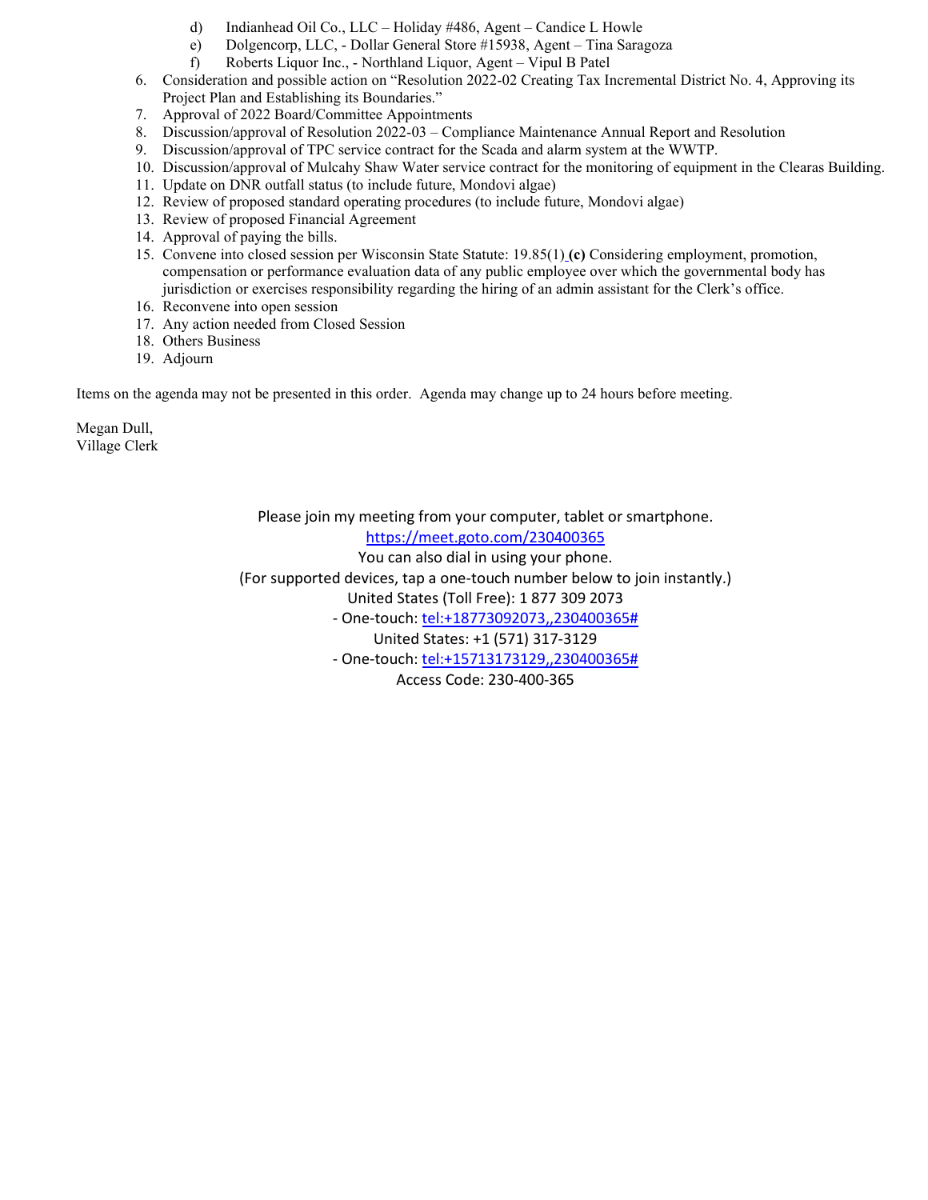d) Indianhead Oil Co., LLC – Holiday #486, Agent – Candice L Howle
   e) Dolgencorp, LLC, - Dollar General Store #15938, Agent – Tina Saragoza
   f) Roberts Liquor Inc., - Northland Liquor, Agent – Vipul B Patel

6. Consideration and possible action on "Resolution 2022-02 Creating Tax Incremental District No. 4, Approving its Project Plan and Establishing its Boundaries."
7. Approval of 2022 Board/Committee Appointments
8. Discussion/approval of Resolution 2022-03 – Compliance Maintenance Annual Report and Resolution
9. Discussion/approval of TPC service contract for the Scada and alarm system at the WWTP.
10. Discussion/approval of Mulcahy Shaw Water service contract for the monitoring of equipment in the Clearas Building.
11. Update on DNR outfall status (to include future, Mondovi algae)
12. Review of proposed standard operating procedures (to include future, Mondovi algae)
13. Review of proposed Financial Agreement
14. Approval of paying the bills.
15. Convene into closed session per Wisconsin State Statute: 19.85(1) **(c)** Considering employment, promotion, compensation or performance evaluation data of any public employee over which the governmental body has jurisdiction or exercises responsibility regarding the hiring of an admin assistant for the Clerk's office.
16. Reconvene into open session
17. Any action needed from Closed Session
18. Others Business
19. Adjourn

Items on the agenda may not be presented in this order. Agenda may change up to 24 hours before meeting.

Megan Dull,
Village Clerk

Please join my meeting from your computer, tablet or smartphone.
https://meet.goto.com/230400365
You can also dial in using your phone.
(For supported devices, tap a one-touch number below to join instantly.)
United States (Toll Free): 1 877 309 2073
- One-touch: tel:+18773092073,,230400365#
United States: +1 (571) 317-3129
- One-touch: tel:+15713173129,,230400365#
Access Code: 230-400-365